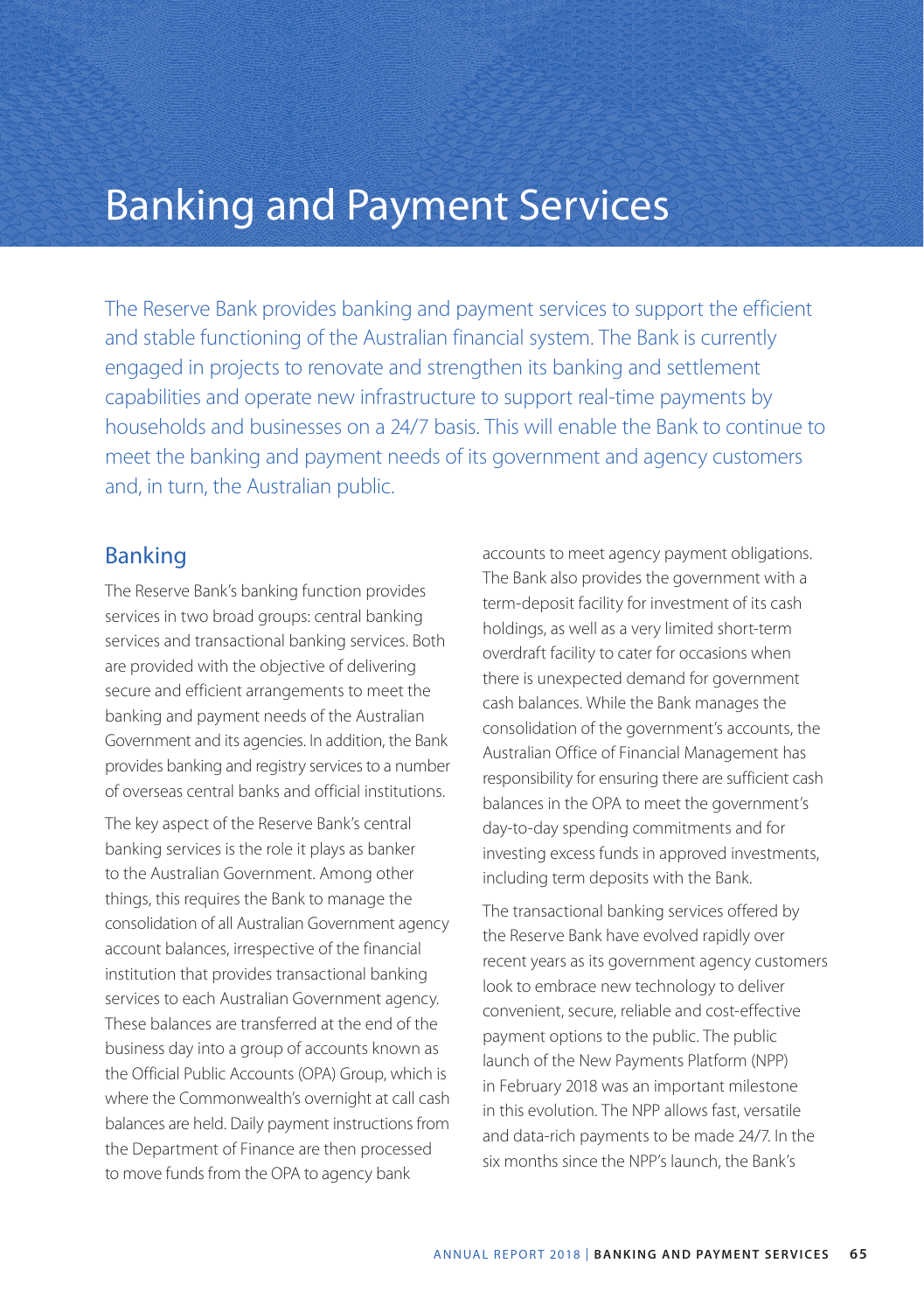# Banking and Payment Services

The Reserve Bank provides banking and payment services to support the efficient and stable functioning of the Australian financial system. The Bank is currently engaged in projects to renovate and strengthen its banking and settlement capabilities and operate new infrastructure to support real-time payments by households and businesses on a 24/7 basis. This will enable the Bank to continue to meet the banking and payment needs of its government and agency customers and, in turn, the Australian public.

## Banking

The Reserve Bank's banking function provides services in two broad groups: central banking services and transactional banking services. Both are provided with the objective of delivering secure and efficient arrangements to meet the banking and payment needs of the Australian Government and its agencies. In addition, the Bank provides banking and registry services to a number of overseas central banks and official institutions.

The key aspect of the Reserve Bank's central banking services is the role it plays as banker to the Australian Government. Among other things, this requires the Bank to manage the consolidation of all Australian Government agency account balances, irrespective of the financial institution that provides transactional banking services to each Australian Government agency. These balances are transferred at the end of the business day into a group of accounts known as the Official Public Accounts (OPA) Group, which is where the Commonwealth's overnight at call cash balances are held. Daily payment instructions from the Department of Finance are then processed to move funds from the OPA to agency bank accounts to meet agency payment obligations. The Bank also provides the government with a term-deposit facility for investment of its cash holdings, as well as a very limited short-term overdraft facility to cater for occasions when there is unexpected demand for government cash balances. While the Bank manages the consolidation of the government's accounts, the Australian Office of Financial Management has responsibility for ensuring there are sufficient cash balances in the OPA to meet the government's day-to-day spending commitments and for investing excess funds in approved investments, including term deposits with the Bank.

The transactional banking services offered by the Reserve Bank have evolved rapidly over recent years as its government agency customers look to embrace new technology to deliver convenient, secure, reliable and cost-effective payment options to the public. The public launch of the New Payments Platform (NPP) in February 2018 was an important milestone in this evolution. The NPP allows fast, versatile and data-rich payments to be made 24/7. In the six months since the NPP's launch, the Bank's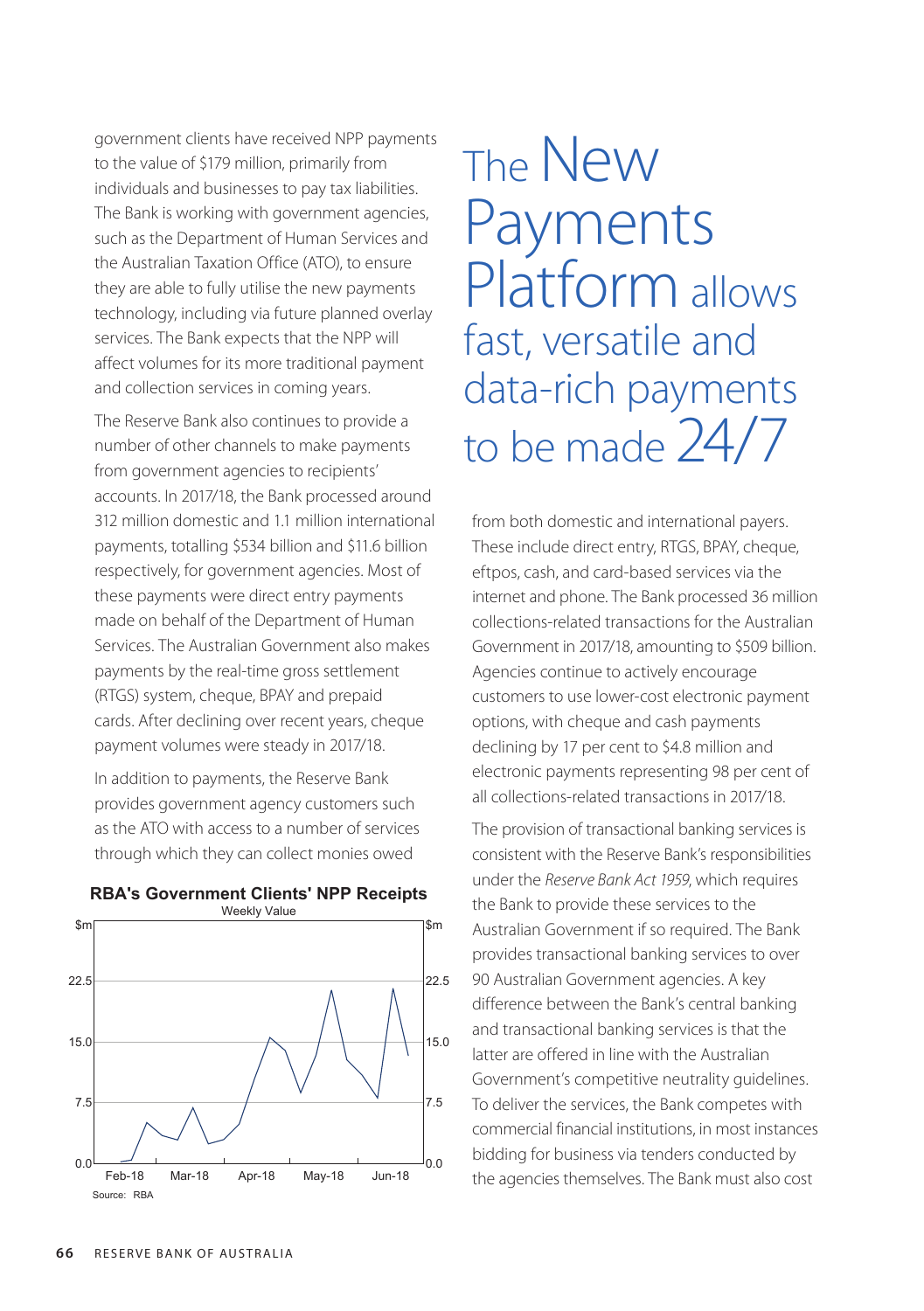government clients have received NPP payments to the value of $179 million, primarily from individuals and businesses to pay tax liabilities. The Bank is working with government agencies, such as the Department of Human Services and the Australian Taxation Office (ATO), to ensure they are able to fully utilise the new payments technology, including via future planned overlay services. The Bank expects that the NPP will affect volumes for its more traditional payment and collection services in coming years.

The Reserve Bank also continues to provide a number of other channels to make payments from government agencies to recipients' accounts. In 2017/18, the Bank processed around 312 million domestic and 1.1 million international payments, totalling $534 billion and $11.6 billion respectively, for government agencies. Most of these payments were direct entry payments made on behalf of the Department of Human Services. The Australian Government also makes payments by the real-time gross settlement (RTGS) system, cheque, BPAY and prepaid cards. After declining over recent years, cheque payment volumes were steady in 2017/18.

In addition to payments, the Reserve Bank provides government agency customers such as the ATO with access to a number of services through which they can collect monies owed

**RBA's Government Clients' NPP Receipts**

Weekly Value

Source: RBA

## The New Payments Platform allows fast, versatile and data-rich payments to be made 24/7

from both domestic and international payers. These include direct entry, RTGS, BPAY, cheque, eftpos, cash, and card-based services via the internet and phone. The Bank processed 36 million collections-related transactions for the Australian Government in 2017/18, amounting to $509 billion. Agencies continue to actively encourage customers to use lower-cost electronic payment options, with cheque and cash payments declining by 17 per cent to $4.8 million and electronic payments representing 98 per cent of all collections-related transactions in 2017/18.

The provision of transactional banking services is consistent with the Reserve Bank's responsibilities under the *Reserve Bank Act 1959*, which requires the Bank to provide these services to the Australian Government if so required. The Bank provides transactional banking services to over 90 Australian Government agencies. A key difference between the Bank's central banking and transactional banking services is that the latter are offered in line with the Australian Government's competitive neutrality guidelines. To deliver the services, the Bank competes with commercial financial institutions, in most instances bidding for business via tenders conducted by the agencies themselves. The Bank must also cost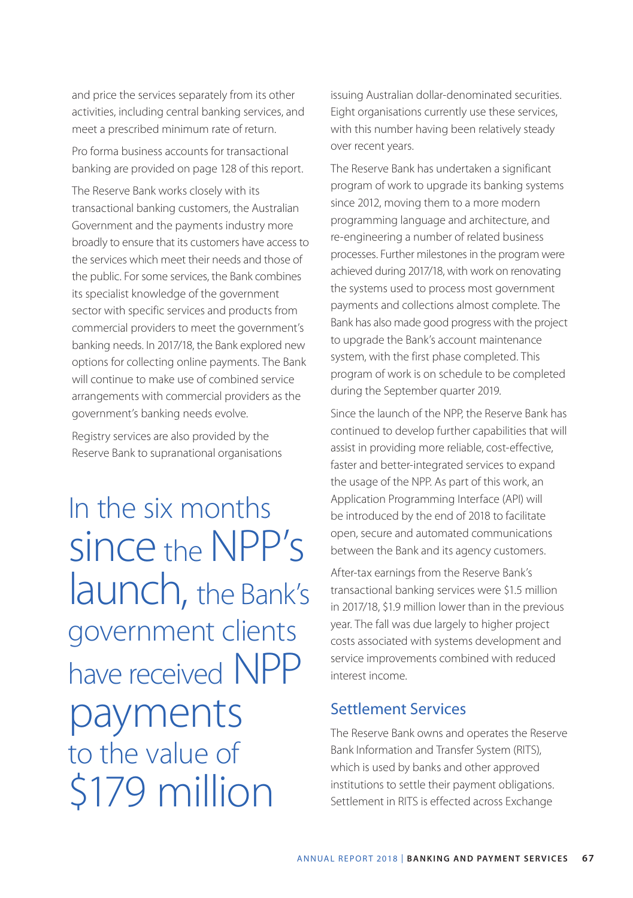and price the services separately from its other activities, including central banking services, and meet a prescribed minimum rate of return.

Pro forma business accounts for transactional banking are provided on page 128 of this report.

The Reserve Bank works closely with its transactional banking customers, the Australian Government and the payments industry more broadly to ensure that its customers have access to the services which meet their needs and those of the public. For some services, the Bank combines its specialist knowledge of the government sector with specific services and products from commercial providers to meet the government's banking needs. In 2017/18, the Bank explored new options for collecting online payments. The Bank will continue to make use of combined service arrangements with commercial providers as the government's banking needs evolve.

Registry services are also provided by the Reserve Bank to supranational organisations issuing Australian dollar-denominated securities. Eight organisations currently use these services, with this number having been relatively steady over recent years.

> In the six months since the NPP's launch, the Bank's government clients have received NPP payments to the value of $179 million

The Reserve Bank has undertaken a significant program of work to upgrade its banking systems since 2012, moving them to a more modern programming language and architecture, and re-engineering a number of related business processes. Further milestones in the program were achieved during 2017/18, with work on renovating the systems used to process most government payments and collections almost complete. The Bank has also made good progress with the project to upgrade the Bank's account maintenance system, with the first phase completed. This program of work is on schedule to be completed during the September quarter 2019.

Since the launch of the NPP, the Reserve Bank has continued to develop further capabilities that will assist in providing more reliable, cost-effective, faster and better-integrated services to expand the usage of the NPP. As part of this work, an Application Programming Interface (API) will be introduced by the end of 2018 to facilitate open, secure and automated communications between the Bank and its agency customers.

After-tax earnings from the Reserve Bank's transactional banking services were $1.5 million in 2017/18, $1.9 million lower than in the previous year. The fall was due largely to higher project costs associated with systems development and service improvements combined with reduced interest income.

## Settlement Services

The Reserve Bank owns and operates the Reserve Bank Information and Transfer System (RITS), which is used by banks and other approved institutions to settle their payment obligations. Settlement in RITS is effected across Exchange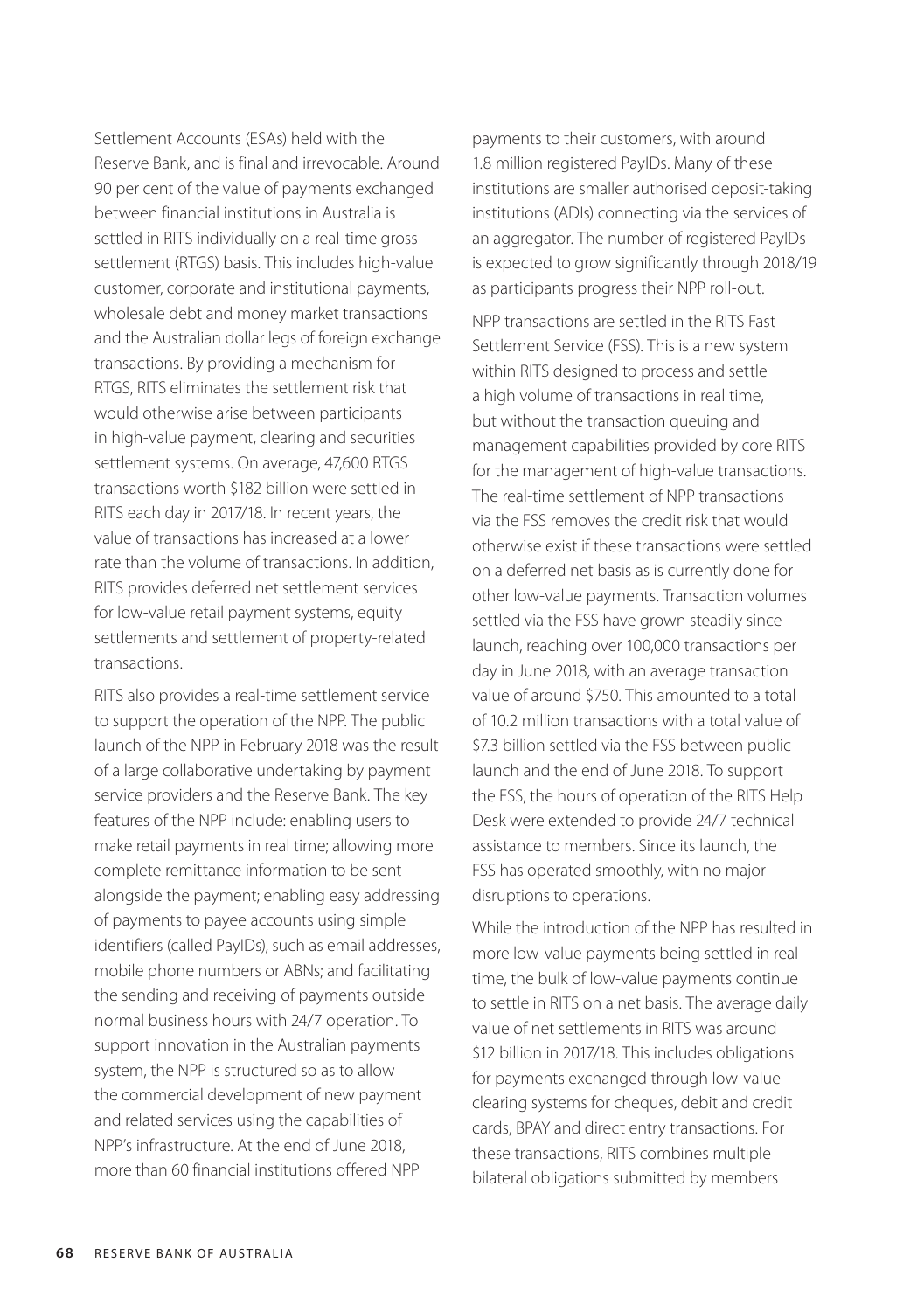Settlement Accounts (ESAs) held with the Reserve Bank, and is final and irrevocable. Around 90 per cent of the value of payments exchanged between financial institutions in Australia is settled in RITS individually on a real-time gross settlement (RTGS) basis. This includes high-value customer, corporate and institutional payments, wholesale debt and money market transactions and the Australian dollar legs of foreign exchange transactions. By providing a mechanism for RTGS, RITS eliminates the settlement risk that would otherwise arise between participants in high-value payment, clearing and securities settlement systems. On average, 47,600 RTGS transactions worth $182 billion were settled in RITS each day in 2017/18. In recent years, the value of transactions has increased at a lower rate than the volume of transactions. In addition, RITS provides deferred net settlement services for low-value retail payment systems, equity settlements and settlement of property-related transactions.

RITS also provides a real-time settlement service to support the operation of the NPP. The public launch of the NPP in February 2018 was the result of a large collaborative undertaking by payment service providers and the Reserve Bank. The key features of the NPP include: enabling users to make retail payments in real time; allowing more complete remittance information to be sent alongside the payment; enabling easy addressing of payments to payee accounts using simple identifiers (called PayIDs), such as email addresses, mobile phone numbers or ABNs; and facilitating the sending and receiving of payments outside normal business hours with 24/7 operation. To support innovation in the Australian payments system, the NPP is structured so as to allow the commercial development of new payment and related services using the capabilities of NPP's infrastructure. At the end of June 2018, more than 60 financial institutions offered NPP payments to their customers, with around 1.8 million registered PayIDs. Many of these institutions are smaller authorised deposit-taking institutions (ADIs) connecting via the services of an aggregator. The number of registered PayIDs is expected to grow significantly through 2018/19 as participants progress their NPP roll-out.

NPP transactions are settled in the RITS Fast Settlement Service (FSS). This is a new system within RITS designed to process and settle a high volume of transactions in real time, but without the transaction queuing and management capabilities provided by core RITS for the management of high-value transactions. The real-time settlement of NPP transactions via the FSS removes the credit risk that would otherwise exist if these transactions were settled on a deferred net basis as is currently done for other low-value payments. Transaction volumes settled via the FSS have grown steadily since launch, reaching over 100,000 transactions per day in June 2018, with an average transaction value of around $750. This amounted to a total of 10.2 million transactions with a total value of $7.3 billion settled via the FSS between public launch and the end of June 2018. To support the FSS, the hours of operation of the RITS Help Desk were extended to provide 24/7 technical assistance to members. Since its launch, the FSS has operated smoothly, with no major disruptions to operations.

While the introduction of the NPP has resulted in more low-value payments being settled in real time, the bulk of low-value payments continue to settle in RITS on a net basis. The average daily value of net settlements in RITS was around $12 billion in 2017/18. This includes obligations for payments exchanged through low-value clearing systems for cheques, debit and credit cards, BPAY and direct entry transactions. For these transactions, RITS combines multiple bilateral obligations submitted by members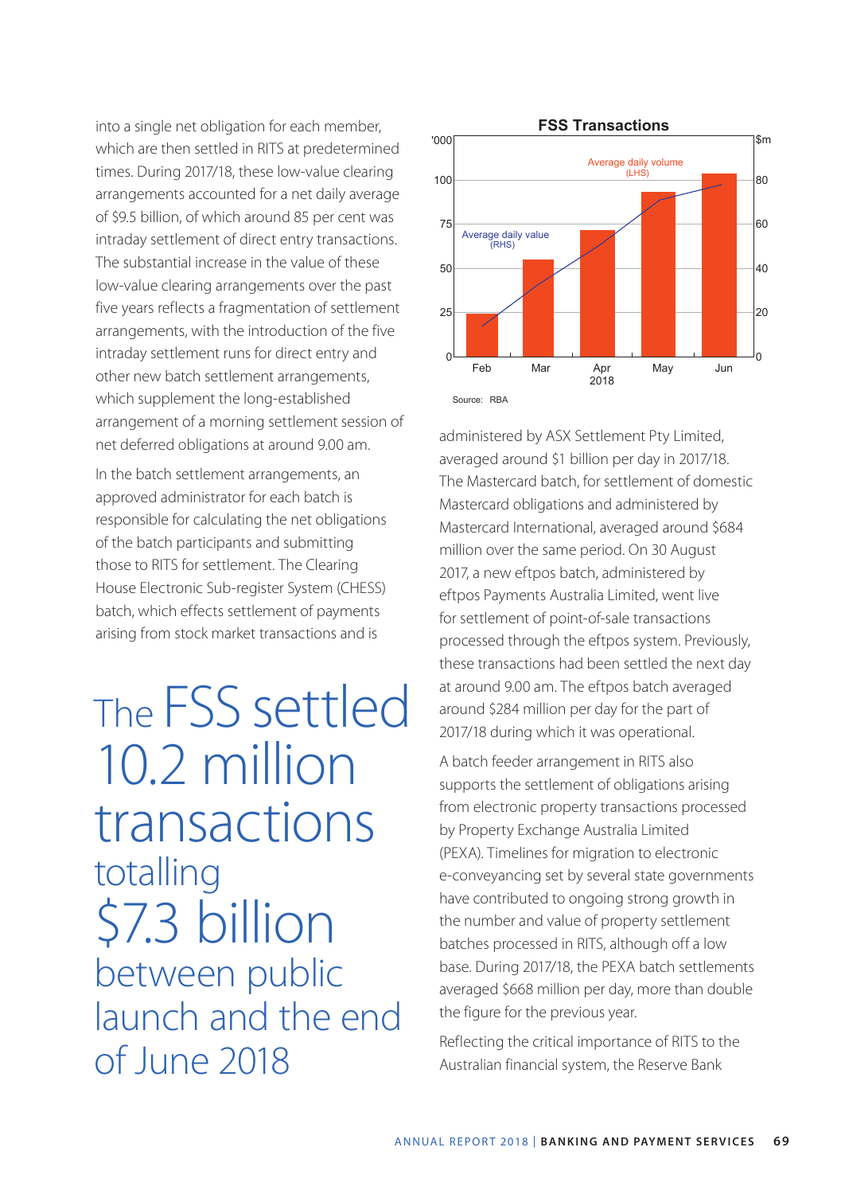into a single net obligation for each member, which are then settled in RITS at predetermined times. During 2017/18, these low-value clearing arrangements accounted for a net daily average of $9.5 billion, of which around 85 per cent was intraday settlement of direct entry transactions. The substantial increase in the value of these low-value clearing arrangements over the past five years reflects a fragmentation of settlement arrangements, with the introduction of the five intraday settlement runs for direct entry and other new batch settlement arrangements, which supplement the long-established arrangement of a morning settlement session of net deferred obligations at around 9.00 am.

In the batch settlement arrangements, an approved administrator for each batch is responsible for calculating the net obligations of the batch participants and submitting those to RITS for settlement. The Clearing House Electronic Sub-register System (CHESS) batch, which effects settlement of payments arising from stock market transactions and is administered by ASX Settlement Pty Limited, averaged around $1 billion per day in 2017/18. The Mastercard batch, for settlement of domestic Mastercard obligations and administered by Mastercard International, averaged around $684 million over the same period. On 30 August 2017, a new eftpos batch, administered by eftpos Payments Australia Limited, went live for settlement of point-of-sale transactions processed through the eftpos system. Previously, these transactions had been settled the next day at around 9.00 am. The eftpos batch averaged around $284 million per day for the part of 2017/18 during which it was operational.

> The FSS settled 10.2 million transactions totalling $7.3 billion between public launch and the end of June 2018

**FSS Transactions**

| | Feb | Mar | Apr 2018 | May | Jun |
|---|---|---|---|---|---|
| Average daily volume ('000, LHS) | ~24 | ~55 | ~72 | ~94 | ~104 |
| Average daily value ($m, RHS) | ~14 | ~28 | ~41 | ~57 | ~62 |

Source: RBA

A batch feeder arrangement in RITS also supports the settlement of obligations arising from electronic property transactions processed by Property Exchange Australia Limited (PEXA). Timelines for migration to electronic e-conveyancing set by several state governments have contributed to ongoing strong growth in the number and value of property settlement batches processed in RITS, although off a low base. During 2017/18, the PEXA batch settlements averaged $668 million per day, more than double the figure for the previous year.

Reflecting the critical importance of RITS to the Australian financial system, the Reserve Bank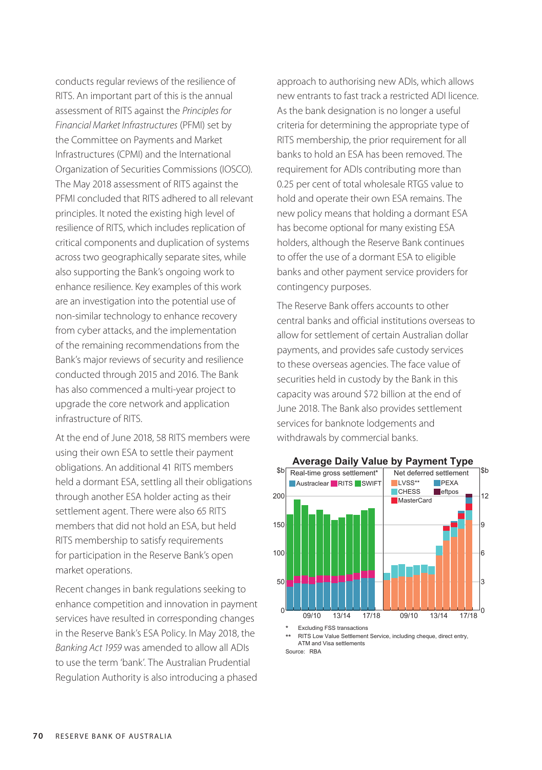conducts regular reviews of the resilience of RITS. An important part of this is the annual assessment of RITS against the *Principles for Financial Market Infrastructures* (PFMI) set by the Committee on Payments and Market Infrastructures (CPMI) and the International Organization of Securities Commissions (IOSCO). The May 2018 assessment of RITS against the PFMI concluded that RITS adhered to all relevant principles. It noted the existing high level of resilience of RITS, which includes replication of critical components and duplication of systems across two geographically separate sites, while also supporting the Bank's ongoing work to enhance resilience. Key examples of this work are an investigation into the potential use of non-similar technology to enhance recovery from cyber attacks, and the implementation of the remaining recommendations from the Bank's major reviews of security and resilience conducted through 2015 and 2016. The Bank has also commenced a multi-year project to upgrade the core network and application infrastructure of RITS.

At the end of June 2018, 58 RITS members were using their own ESA to settle their payment obligations. An additional 41 RITS members held a dormant ESA, settling all their obligations through another ESA holder acting as their settlement agent. There were also 65 RITS members that did not hold an ESA, but held RITS membership to satisfy requirements for participation in the Reserve Bank's open market operations.

Recent changes in bank regulations seeking to enhance competition and innovation in payment services have resulted in corresponding changes in the Reserve Bank's ESA Policy. In May 2018, the *Banking Act 1959* was amended to allow all ADIs to use the term 'bank'. The Australian Prudential Regulation Authority is also introducing a phased approach to authorising new ADIs, which allows new entrants to fast track a restricted ADI licence. As the bank designation is no longer a useful criteria for determining the appropriate type of RITS membership, the prior requirement for all banks to hold an ESA has been removed. The requirement for ADIs contributing more than 0.25 per cent of total wholesale RTGS value to hold and operate their own ESA remains. The new policy means that holding a dormant ESA has become optional for many existing ESA holders, although the Reserve Bank continues to offer the use of a dormant ESA to eligible banks and other payment service providers for contingency purposes.

The Reserve Bank offers accounts to other central banks and official institutions overseas to allow for settlement of certain Australian dollar payments, and provides safe custody services to these overseas agencies. The face value of securities held in custody by the Bank in this capacity was around $72 billion at the end of June 2018. The Bank also provides settlement services for banknote lodgements and withdrawals by commercial banks.

**Average Daily Value by Payment Type**

$b

Real-time gross settlement*

Austraclear RITS SWIFT

Net deferred settlement

LVSS** PEXA

CHESS eftpos

MasterCard

$b

200 / 150 / 100 / 50 / 0

12 / 9 / 6 / 3 / 0

09/10 13/14 17/18

09/10 13/14 17/18

\* Excluding FSS transactions

\*\* RITS Low Value Settlement Service, including cheque, direct entry, ATM and Visa settlements

Source: RBA